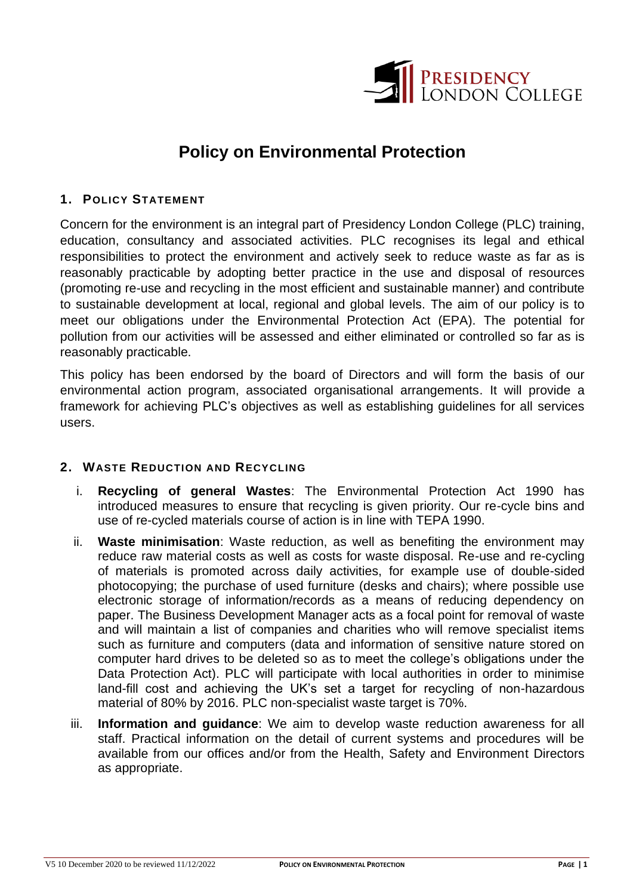# Policy on Environmental Protection

## 1. Policy Statement

Concern for the environment is an integral part of Presidency London College (PLC) training, education, consultancy and associated activities. PLC recognises its legal and ethical responsibilities to protect the environment and actively seek to reduce waste as far as is reasonably practicable by adopting better practice in the use and disposal of resources (promoting re-use and recycling in the most efficient and sustainable manner) and contribute to sustainable development at local, regional and global levels. The aim of our policy is to meet our obligations under the Environmental Protection Act (EPA). The potential for pollution from our activities will be assessed and either eliminated or controlled so far as is reasonably practicable.

This policy has been endorsed by the board of Directors and will form the basis of our environmental action program, associated organisational arrangements. It will provide a framework for achieving PLC's objectives as well as establishing guidelines for all services users.

## 2. Waste Reduction and Recycling

i. **Recycling of general Wastes**: The Environmental Protection Act 1990 has introduced measures to ensure that recycling is given priority. Our re-cycle bins and use of re-cycled materials course of action is in line with TEPA 1990.

ii. **Waste minimisation**: Waste reduction, as well as benefiting the environment may reduce raw material costs as well as costs for waste disposal. Re-use and re-cycling of materials is promoted across daily activities, for example use of double-sided photocopying; the purchase of used furniture (desks and chairs); where possible use electronic storage of information/records as a means of reducing dependency on paper. The Business Development Manager acts as a focal point for removal of waste and will maintain a list of companies and charities who will remove specialist items such as furniture and computers (data and information of sensitive nature stored on computer hard drives to be deleted so as to meet the college's obligations under the Data Protection Act). PLC will participate with local authorities in order to minimise land-fill cost and achieving the UK's set a target for recycling of non-hazardous material of 80% by 2016. PLC non-specialist waste target is 70%.

iii. **Information and guidance**: We aim to develop waste reduction awareness for all staff. Practical information on the detail of current systems and procedures will be available from our offices and/or from the Health, Safety and Environment Directors as appropriate.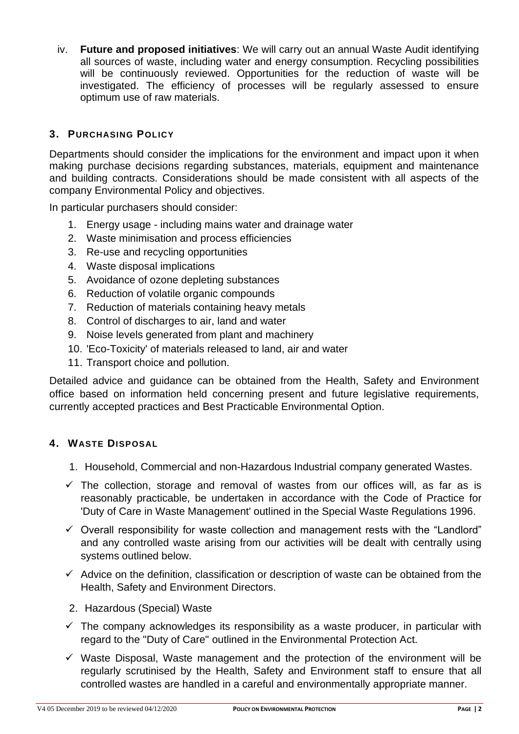iv. **Future and proposed initiatives**: We will carry out an annual Waste Audit identifying all sources of waste, including water and energy consumption. Recycling possibilities will be continuously reviewed. Opportunities for the reduction of waste will be investigated. The efficiency of processes will be regularly assessed to ensure optimum use of raw materials.

## 3. Purchasing Policy

Departments should consider the implications for the environment and impact upon it when making purchase decisions regarding substances, materials, equipment and maintenance and building contracts. Considerations should be made consistent with all aspects of the company Environmental Policy and objectives.

In particular purchasers should consider:

1. Energy usage - including mains water and drainage water
2. Waste minimisation and process efficiencies
3. Re-use and recycling opportunities
4. Waste disposal implications
5. Avoidance of ozone depleting substances
6. Reduction of volatile organic compounds
7. Reduction of materials containing heavy metals
8. Control of discharges to air, land and water
9. Noise levels generated from plant and machinery
10. 'Eco-Toxicity' of materials released to land, air and water
11. Transport choice and pollution.

Detailed advice and guidance can be obtained from the Health, Safety and Environment office based on information held concerning present and future legislative requirements, currently accepted practices and Best Practicable Environmental Option.

## 4. Waste Disposal

1. Household, Commercial and non-Hazardous Industrial company generated Wastes.

- ✓ The collection, storage and removal of wastes from our offices will, as far as is reasonably practicable, be undertaken in accordance with the Code of Practice for 'Duty of Care in Waste Management' outlined in the Special Waste Regulations 1996.
- ✓ Overall responsibility for waste collection and management rests with the "Landlord" and any controlled waste arising from our activities will be dealt with centrally using systems outlined below.
- ✓ Advice on the definition, classification or description of waste can be obtained from the Health, Safety and Environment Directors.

2. Hazardous (Special) Waste

- ✓ The company acknowledges its responsibility as a waste producer, in particular with regard to the "Duty of Care" outlined in the Environmental Protection Act.
- ✓ Waste Disposal, Waste management and the protection of the environment will be regularly scrutinised by the Health, Safety and Environment staff to ensure that all controlled wastes are handled in a careful and environmentally appropriate manner.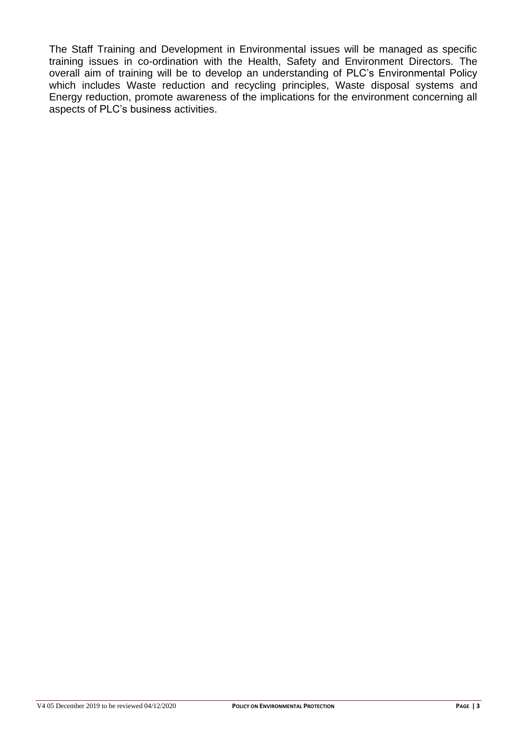The Staff Training and Development in Environmental issues will be managed as specific training issues in co-ordination with the Health, Safety and Environment Directors. The overall aim of training will be to develop an understanding of PLC's Environmental Policy which includes Waste reduction and recycling principles, Waste disposal systems and Energy reduction, promote awareness of the implications for the environment concerning all aspects of PLC's business activities.